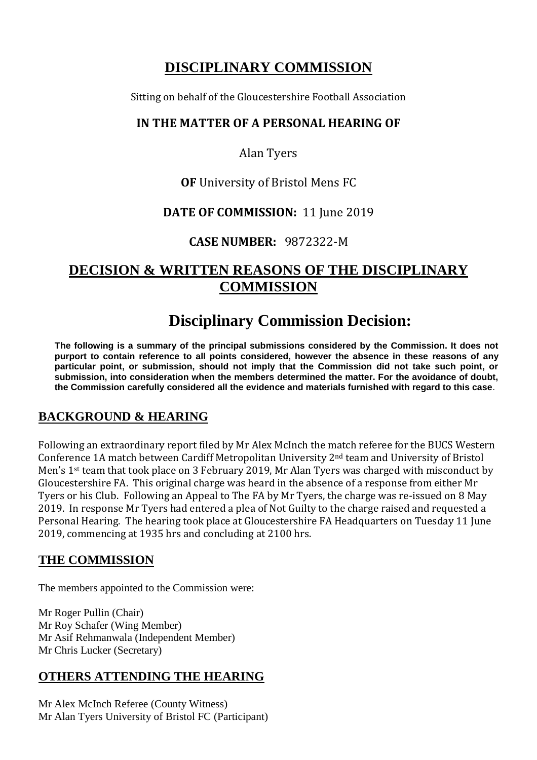# DISCIPLINARY COMMISSION

Sitting on behalf of the Gloucestershire Football Association

**IN THE MATTER OF A PERSONAL HEARING OF**

Alan Tyers

**OF** University of Bristol Mens FC

**DATE OF COMMISSION:** 11 June 2019

**CASE NUMBER:** 9872322-M

# DECISION & WRITTEN REASONS OF THE DISCIPLINARY COMMISSION

# Disciplinary Commission Decision:

**The following is a summary of the principal submissions considered by the Commission. It does not purport to contain reference to all points considered, however the absence in these reasons of any particular point, or submission, should not imply that the Commission did not take such point, or submission, into consideration when the members determined the matter. For the avoidance of doubt, the Commission carefully considered all the evidence and materials furnished with regard to this case**.

## BACKGROUND & HEARING

Following an extraordinary report filed by Mr Alex McInch the match referee for the BUCS Western Conference 1A match between Cardiff Metropolitan University 2nd team and University of Bristol Men's 1st team that took place on 3 February 2019, Mr Alan Tyers was charged with misconduct by Gloucestershire FA. This original charge was heard in the absence of a response from either Mr Tyers or his Club. Following an Appeal to The FA by Mr Tyers, the charge was re-issued on 8 May 2019. In response Mr Tyers had entered a plea of Not Guilty to the charge raised and requested a Personal Hearing. The hearing took place at Gloucestershire FA Headquarters on Tuesday 11 June 2019, commencing at 1935 hrs and concluding at 2100 hrs.

## THE COMMISSION

The members appointed to the Commission were:

Mr Roger Pullin (Chair)
Mr Roy Schafer (Wing Member)
Mr Asif Rehmanwala (Independent Member)
Mr Chris Lucker (Secretary)

## OTHERS ATTENDING THE HEARING

Mr Alex McInch Referee (County Witness)
Mr Alan Tyers University of Bristol FC (Participant)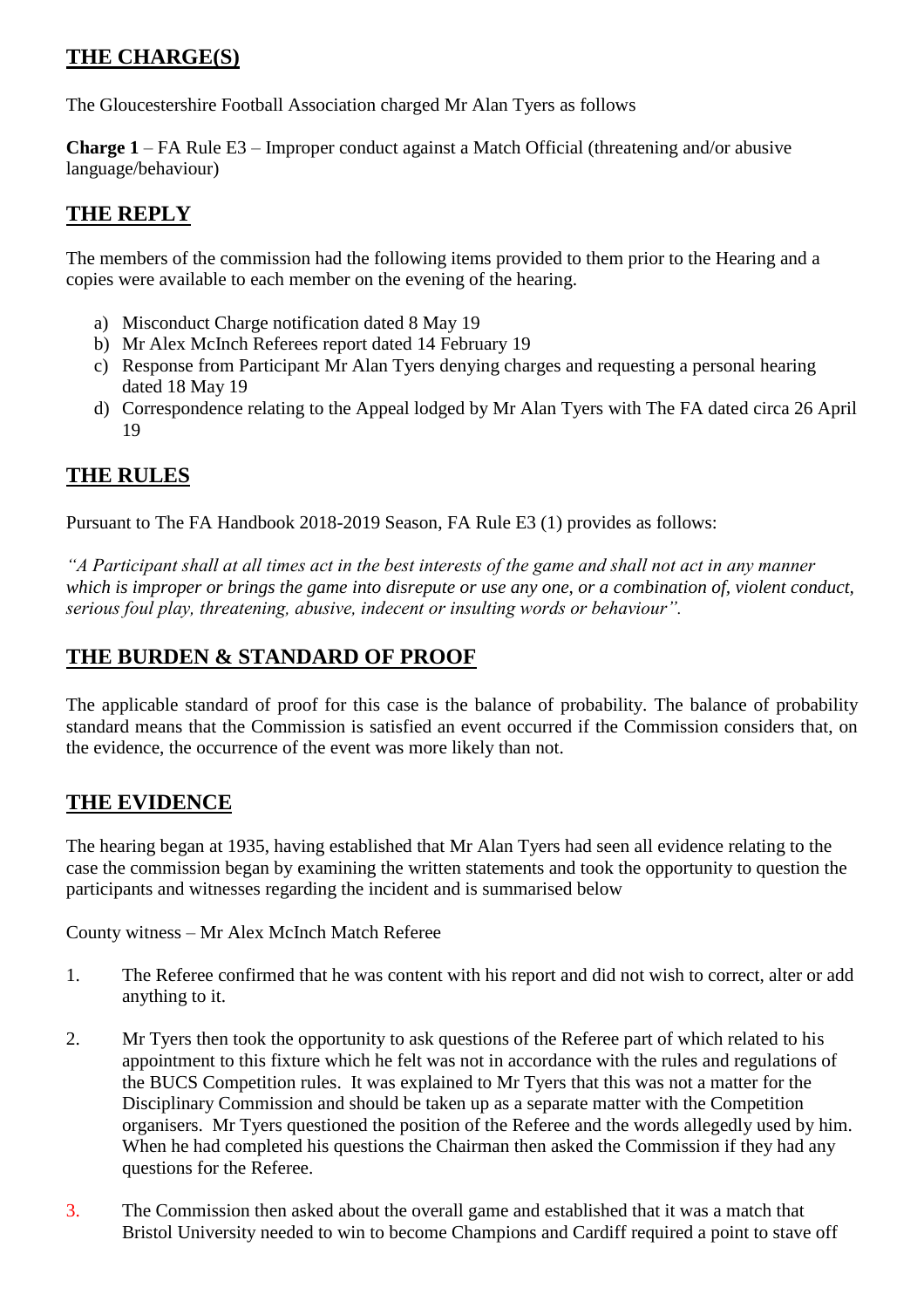## THE CHARGE(S)

The Gloucestershire Football Association charged Mr Alan Tyers as follows

**Charge 1** – FA Rule E3 – Improper conduct against a Match Official (threatening and/or abusive language/behaviour)

## THE REPLY

The members of the commission had the following items provided to them prior to the Hearing and a copies were available to each member on the evening of the hearing.

a) Misconduct Charge notification dated 8 May 19
b) Mr Alex McInch Referees report dated 14 February 19
c) Response from Participant Mr Alan Tyers denying charges and requesting a personal hearing dated 18 May 19
d) Correspondence relating to the Appeal lodged by Mr Alan Tyers with The FA dated circa 26 April 19

## THE RULES

Pursuant to The FA Handbook 2018-2019 Season, FA Rule E3 (1) provides as follows:

*"A Participant shall at all times act in the best interests of the game and shall not act in any manner which is improper or brings the game into disrepute or use any one, or a combination of, violent conduct, serious foul play, threatening, abusive, indecent or insulting words or behaviour".*

## THE BURDEN & STANDARD OF PROOF

The applicable standard of proof for this case is the balance of probability. The balance of probability standard means that the Commission is satisfied an event occurred if the Commission considers that, on the evidence, the occurrence of the event was more likely than not.

## THE EVIDENCE

The hearing began at 1935, having established that Mr Alan Tyers had seen all evidence relating to the case the commission began by examining the written statements and took the opportunity to question the participants and witnesses regarding the incident and is summarised below

County witness – Mr Alex McInch Match Referee

1. The Referee confirmed that he was content with his report and did not wish to correct, alter or add anything to it.

2. Mr Tyers then took the opportunity to ask questions of the Referee part of which related to his appointment to this fixture which he felt was not in accordance with the rules and regulations of the BUCS Competition rules. It was explained to Mr Tyers that this was not a matter for the Disciplinary Commission and should be taken up as a separate matter with the Competition organisers. Mr Tyers questioned the position of the Referee and the words allegedly used by him. When he had completed his questions the Chairman then asked the Commission if they had any questions for the Referee.

3. The Commission then asked about the overall game and established that it was a match that Bristol University needed to win to become Champions and Cardiff required a point to stave off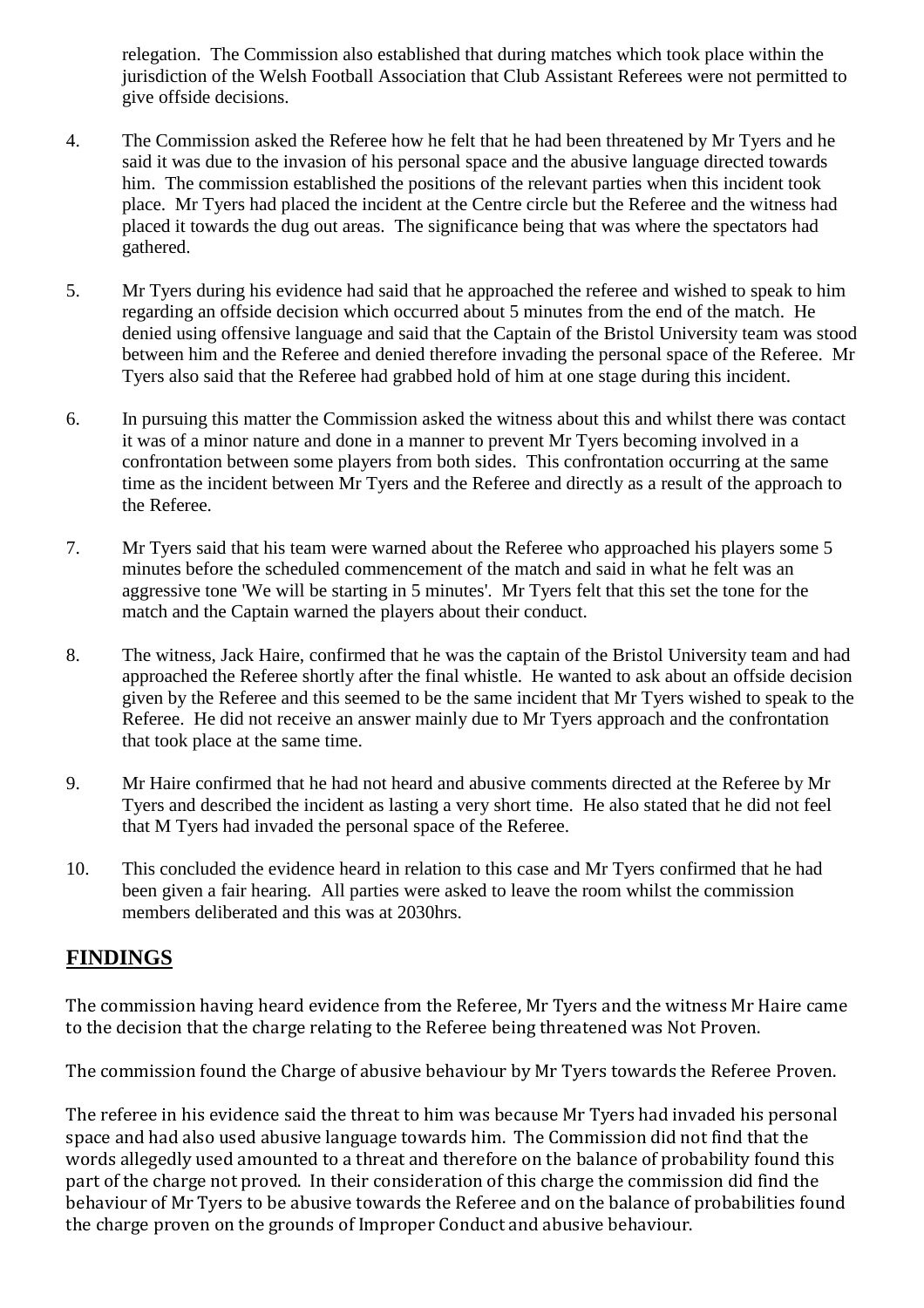relegation. The Commission also established that during matches which took place within the jurisdiction of the Welsh Football Association that Club Assistant Referees were not permitted to give offside decisions.

4. The Commission asked the Referee how he felt that he had been threatened by Mr Tyers and he said it was due to the invasion of his personal space and the abusive language directed towards him. The commission established the positions of the relevant parties when this incident took place. Mr Tyers had placed the incident at the Centre circle but the Referee and the witness had placed it towards the dug out areas. The significance being that was where the spectators had gathered.

5. Mr Tyers during his evidence had said that he approached the referee and wished to speak to him regarding an offside decision which occurred about 5 minutes from the end of the match. He denied using offensive language and said that the Captain of the Bristol University team was stood between him and the Referee and denied therefore invading the personal space of the Referee. Mr Tyers also said that the Referee had grabbed hold of him at one stage during this incident.

6. In pursuing this matter the Commission asked the witness about this and whilst there was contact it was of a minor nature and done in a manner to prevent Mr Tyers becoming involved in a confrontation between some players from both sides. This confrontation occurring at the same time as the incident between Mr Tyers and the Referee and directly as a result of the approach to the Referee.

7. Mr Tyers said that his team were warned about the Referee who approached his players some 5 minutes before the scheduled commencement of the match and said in what he felt was an aggressive tone 'We will be starting in 5 minutes'. Mr Tyers felt that this set the tone for the match and the Captain warned the players about their conduct.

8. The witness, Jack Haire, confirmed that he was the captain of the Bristol University team and had approached the Referee shortly after the final whistle. He wanted to ask about an offside decision given by the Referee and this seemed to be the same incident that Mr Tyers wished to speak to the Referee. He did not receive an answer mainly due to Mr Tyers approach and the confrontation that took place at the same time.

9. Mr Haire confirmed that he had not heard and abusive comments directed at the Referee by Mr Tyers and described the incident as lasting a very short time. He also stated that he did not feel that M Tyers had invaded the personal space of the Referee.

10. This concluded the evidence heard in relation to this case and Mr Tyers confirmed that he had been given a fair hearing. All parties were asked to leave the room whilst the commission members deliberated and this was at 2030hrs.

## FINDINGS

The commission having heard evidence from the Referee, Mr Tyers and the witness Mr Haire came to the decision that the charge relating to the Referee being threatened was Not Proven.

The commission found the Charge of abusive behaviour by Mr Tyers towards the Referee Proven.

The referee in his evidence said the threat to him was because Mr Tyers had invaded his personal space and had also used abusive language towards him. The Commission did not find that the words allegedly used amounted to a threat and therefore on the balance of probability found this part of the charge not proved. In their consideration of this charge the commission did find the behaviour of Mr Tyers to be abusive towards the Referee and on the balance of probabilities found the charge proven on the grounds of Improper Conduct and abusive behaviour.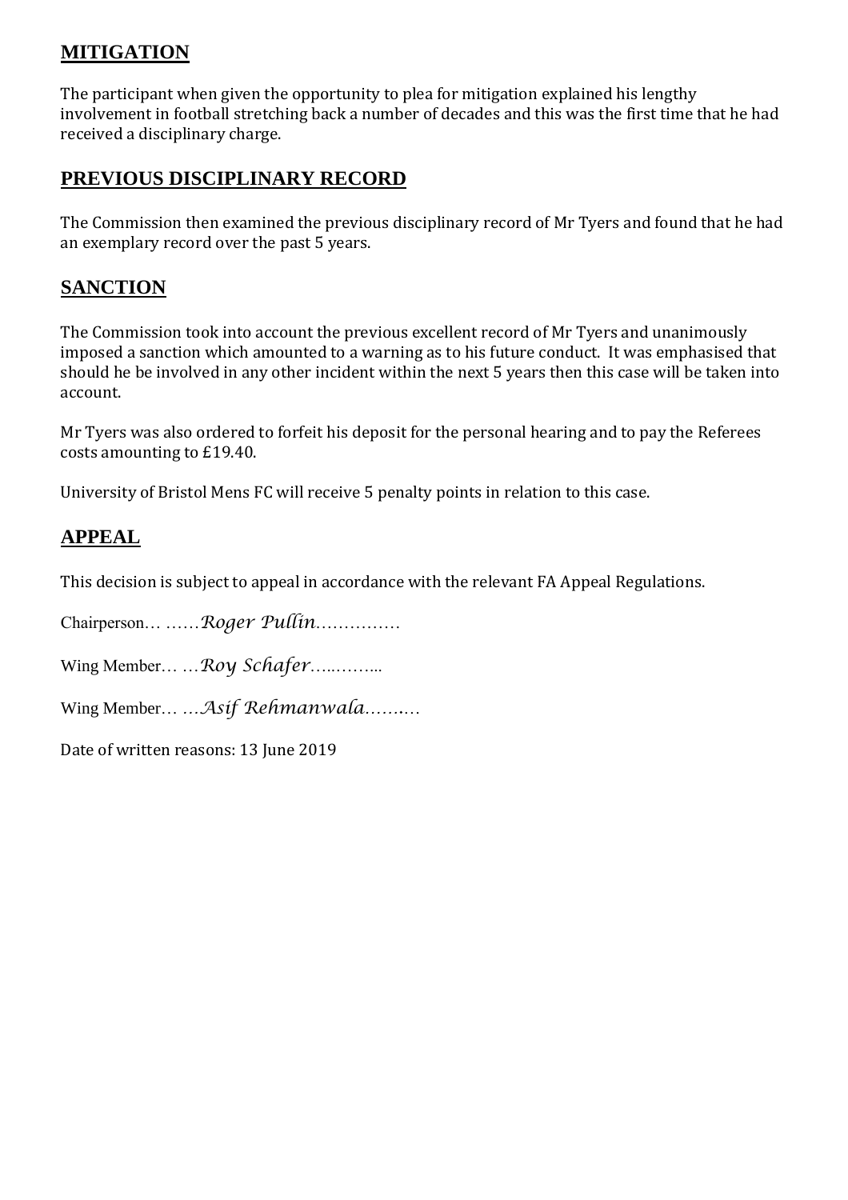## MITIGATION

The participant when given the opportunity to plea for mitigation explained his lengthy involvement in football stretching back a number of decades and this was the first time that he had received a disciplinary charge.

## PREVIOUS DISCIPLINARY RECORD

The Commission then examined the previous disciplinary record of Mr Tyers and found that he had an exemplary record over the past 5 years.

## SANCTION

The Commission took into account the previous excellent record of Mr Tyers and unanimously imposed a sanction which amounted to a warning as to his future conduct. It was emphasised that should he be involved in any other incident within the next 5 years then this case will be taken into account.

Mr Tyers was also ordered to forfeit his deposit for the personal hearing and to pay the Referees costs amounting to £19.40.

University of Bristol Mens FC will receive 5 penalty points in relation to this case.

## APPEAL

This decision is subject to appeal in accordance with the relevant FA Appeal Regulations.

Chairperson… ……*Roger Pullin*……………

Wing Member… …*Roy Schafer*…..……..

Wing Member… …*Asif Rehmanwala*……..…

Date of written reasons: 13 June 2019